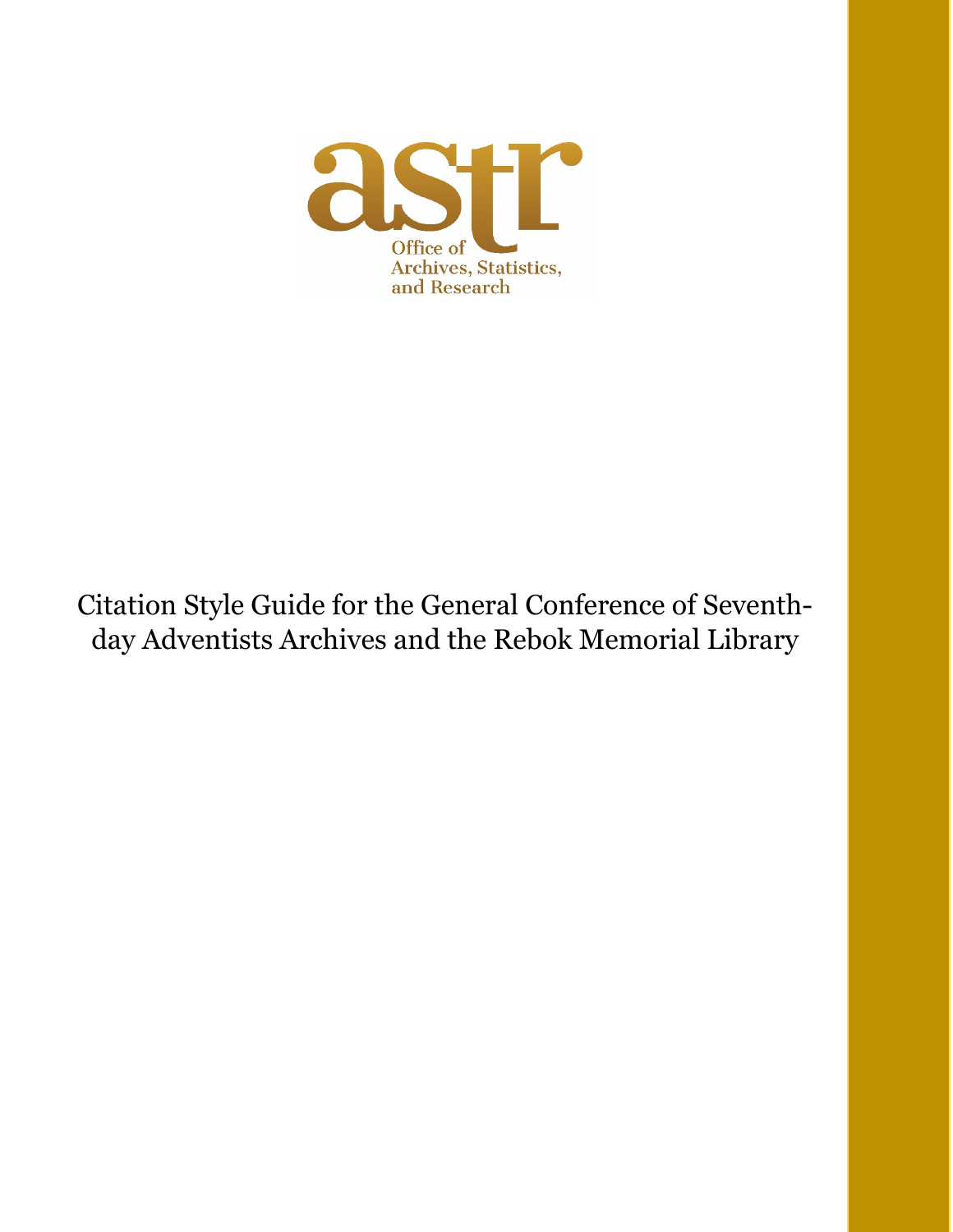astr

Office of Archives, Statistics, and Research

# Citation Style Guide for the General Conference of Seventh-day Adventists Archives and the Rebok Memorial Library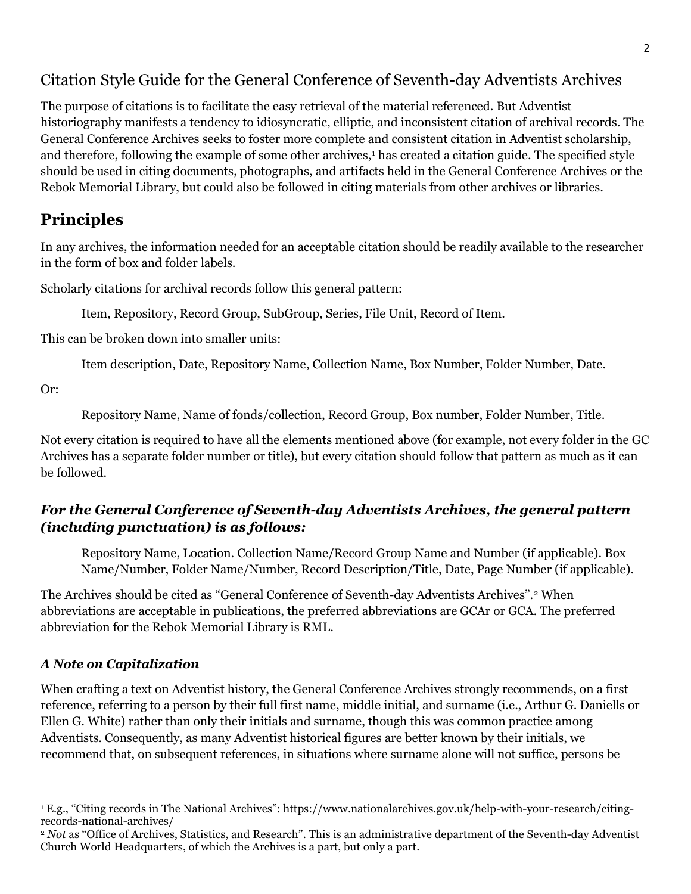# Citation Style Guide for the General Conference of Seventh-day Adventists Archives

The purpose of citations is to facilitate the easy retrieval of the material referenced. But Adventist historiography manifests a tendency to idiosyncratic, elliptic, and inconsistent citation of archival records. The General Conference Archives seeks to foster more complete and consistent citation in Adventist scholarship, and therefore, following the example of some other archives,[1] has created a citation guide. The specified style should be used in citing documents, photographs, and artifacts held in the General Conference Archives or the Rebok Memorial Library, but could also be followed in citing materials from other archives or libraries.

## Principles

In any archives, the information needed for an acceptable citation should be readily available to the researcher in the form of box and folder labels.

Scholarly citations for archival records follow this general pattern:

> Item, Repository, Record Group, SubGroup, Series, File Unit, Record of Item.

This can be broken down into smaller units:

> Item description, Date, Repository Name, Collection Name, Box Number, Folder Number, Date.

Or:

> Repository Name, Name of fonds/collection, Record Group, Box number, Folder Number, Title.

Not every citation is required to have all the elements mentioned above (for example, not every folder in the GC Archives has a separate folder number or title), but every citation should follow that pattern as much as it can be followed.

### *For the General Conference of Seventh-day Adventists Archives, the general pattern (including punctuation) is as follows:*

> Repository Name, Location. Collection Name/Record Group Name and Number (if applicable). Box Name/Number, Folder Name/Number, Record Description/Title, Date, Page Number (if applicable).

The Archives should be cited as "General Conference of Seventh-day Adventists Archives".[2] When abbreviations are acceptable in publications, the preferred abbreviations are GCAr or GCA. The preferred abbreviation for the Rebok Memorial Library is RML.

### *A Note on Capitalization*

When crafting a text on Adventist history, the General Conference Archives strongly recommends, on a first reference, referring to a person by their full first name, middle initial, and surname (i.e., Arthur G. Daniells or Ellen G. White) rather than only their initials and surname, though this was common practice among Adventists. Consequently, as many Adventist historical figures are better known by their initials, we recommend that, on subsequent references, in situations where surname alone will not suffice, persons be

---

[1] E.g., "Citing records in The National Archives": https://www.nationalarchives.gov.uk/help-with-your-research/citing-records-national-archives/

[2] *Not* as "Office of Archives, Statistics, and Research". This is an administrative department of the Seventh-day Adventist Church World Headquarters, of which the Archives is a part, but only a part.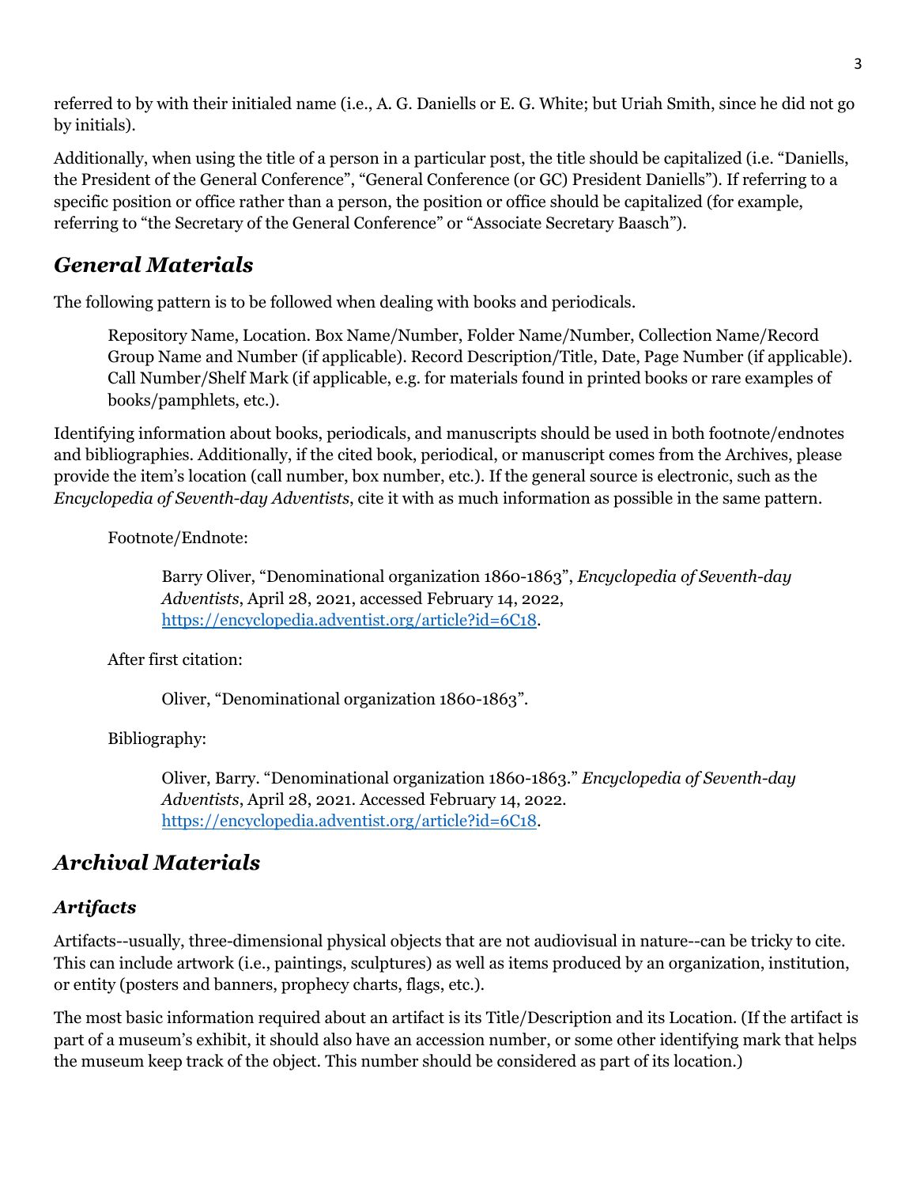referred to by with their initialed name (i.e., A. G. Daniells or E. G. White; but Uriah Smith, since he did not go by initials).

Additionally, when using the title of a person in a particular post, the title should be capitalized (i.e. "Daniells, the President of the General Conference", "General Conference (or GC) President Daniells"). If referring to a specific position or office rather than a person, the position or office should be capitalized (for example, referring to "the Secretary of the General Conference" or "Associate Secretary Baasch").

## *General Materials*

The following pattern is to be followed when dealing with books and periodicals.

> Repository Name, Location. Box Name/Number, Folder Name/Number, Collection Name/Record Group Name and Number (if applicable). Record Description/Title, Date, Page Number (if applicable). Call Number/Shelf Mark (if applicable, e.g. for materials found in printed books or rare examples of books/pamphlets, etc.).

Identifying information about books, periodicals, and manuscripts should be used in both footnote/endnotes and bibliographies. Additionally, if the cited book, periodical, or manuscript comes from the Archives, please provide the item's location (call number, box number, etc.). If the general source is electronic, such as the *Encyclopedia of Seventh-day Adventists*, cite it with as much information as possible in the same pattern.

> Footnote/Endnote:
>
> > Barry Oliver, "Denominational organization 1860-1863", *Encyclopedia of Seventh-day Adventists*, April 28, 2021, accessed February 14, 2022, https://encyclopedia.adventist.org/article?id=6C18.
>
> After first citation:
>
> > Oliver, "Denominational organization 1860-1863".
>
> Bibliography:
>
> > Oliver, Barry. "Denominational organization 1860-1863." *Encyclopedia of Seventh-day Adventists*, April 28, 2021. Accessed February 14, 2022. https://encyclopedia.adventist.org/article?id=6C18.

## *Archival Materials*

### *Artifacts*

Artifacts--usually, three-dimensional physical objects that are not audiovisual in nature--can be tricky to cite. This can include artwork (i.e., paintings, sculptures) as well as items produced by an organization, institution, or entity (posters and banners, prophecy charts, flags, etc.).

The most basic information required about an artifact is its Title/Description and its Location. (If the artifact is part of a museum's exhibit, it should also have an accession number, or some other identifying mark that helps the museum keep track of the object. This number should be considered as part of its location.)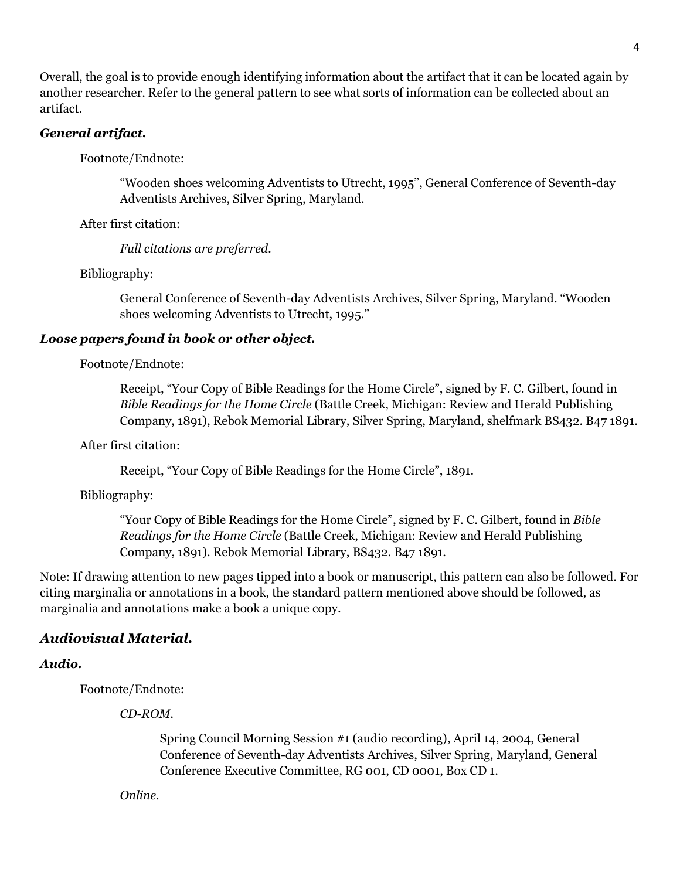Overall, the goal is to provide enough identifying information about the artifact that it can be located again by another researcher. Refer to the general pattern to see what sorts of information can be collected about an artifact.

### *General artifact.*

Footnote/Endnote:

> "Wooden shoes welcoming Adventists to Utrecht, 1995", General Conference of Seventh-day Adventists Archives, Silver Spring, Maryland.

After first citation:

> *Full citations are preferred.*

Bibliography:

> General Conference of Seventh-day Adventists Archives, Silver Spring, Maryland. "Wooden shoes welcoming Adventists to Utrecht, 1995."

### *Loose papers found in book or other object.*

Footnote/Endnote:

> Receipt, "Your Copy of Bible Readings for the Home Circle", signed by F. C. Gilbert, found in *Bible Readings for the Home Circle* (Battle Creek, Michigan: Review and Herald Publishing Company, 1891), Rebok Memorial Library, Silver Spring, Maryland, shelfmark BS432. B47 1891.

After first citation:

> Receipt, "Your Copy of Bible Readings for the Home Circle", 1891.

Bibliography:

> "Your Copy of Bible Readings for the Home Circle", signed by F. C. Gilbert, found in *Bible Readings for the Home Circle* (Battle Creek, Michigan: Review and Herald Publishing Company, 1891). Rebok Memorial Library, BS432. B47 1891.

Note: If drawing attention to new pages tipped into a book or manuscript, this pattern can also be followed. For citing marginalia or annotations in a book, the standard pattern mentioned above should be followed, as marginalia and annotations make a book a unique copy.

## *Audiovisual Material.*

### *Audio.*

Footnote/Endnote:

> *CD-ROM.*
>
> > Spring Council Morning Session #1 (audio recording), April 14, 2004, General Conference of Seventh-day Adventists Archives, Silver Spring, Maryland, General Conference Executive Committee, RG 001, CD 0001, Box CD 1.
>
> *Online.*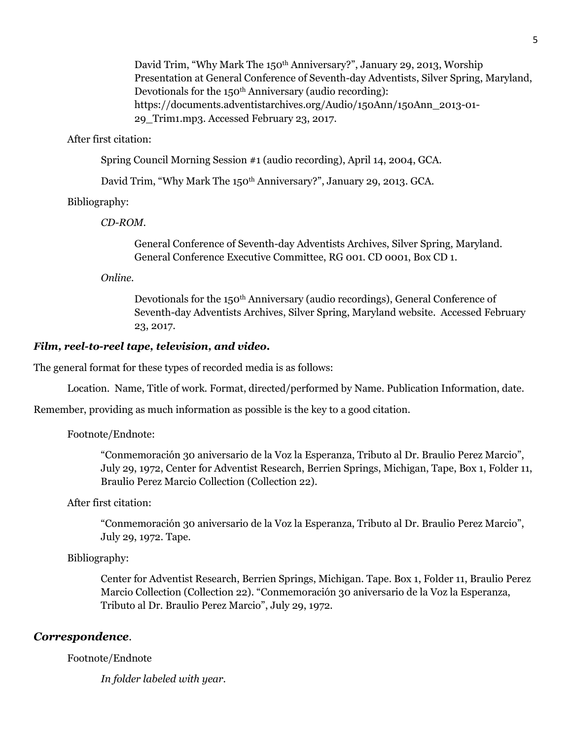David Trim, "Why Mark The 150th Anniversary?", January 29, 2013, Worship Presentation at General Conference of Seventh-day Adventists, Silver Spring, Maryland, Devotionals for the 150th Anniversary (audio recording): https://documents.adventistarchives.org/Audio/150Ann/150Ann_2013-01-29_Trim1.mp3. Accessed February 23, 2017.

After first citation:

Spring Council Morning Session #1 (audio recording), April 14, 2004, GCA.

David Trim, "Why Mark The 150th Anniversary?", January 29, 2013. GCA.

Bibliography:

*CD-ROM.*

General Conference of Seventh-day Adventists Archives, Silver Spring, Maryland. General Conference Executive Committee, RG 001. CD 0001, Box CD 1.

*Online.*

Devotionals for the 150th Anniversary (audio recordings), General Conference of Seventh-day Adventists Archives, Silver Spring, Maryland website. Accessed February 23, 2017.

### *Film, reel-to-reel tape, television, and video.*

The general format for these types of recorded media is as follows:

Location. Name, Title of work. Format, directed/performed by Name. Publication Information, date.

Remember, providing as much information as possible is the key to a good citation.

Footnote/Endnote:

"Conmemoración 30 aniversario de la Voz la Esperanza, Tributo al Dr. Braulio Perez Marcio", July 29, 1972, Center for Adventist Research, Berrien Springs, Michigan, Tape, Box 1, Folder 11, Braulio Perez Marcio Collection (Collection 22).

After first citation:

"Conmemoración 30 aniversario de la Voz la Esperanza, Tributo al Dr. Braulio Perez Marcio", July 29, 1972. Tape.

Bibliography:

Center for Adventist Research, Berrien Springs, Michigan. Tape. Box 1, Folder 11, Braulio Perez Marcio Collection (Collection 22). "Conmemoración 30 aniversario de la Voz la Esperanza, Tributo al Dr. Braulio Perez Marcio", July 29, 1972.

### *Correspondence*.

Footnote/Endnote

*In folder labeled with year.*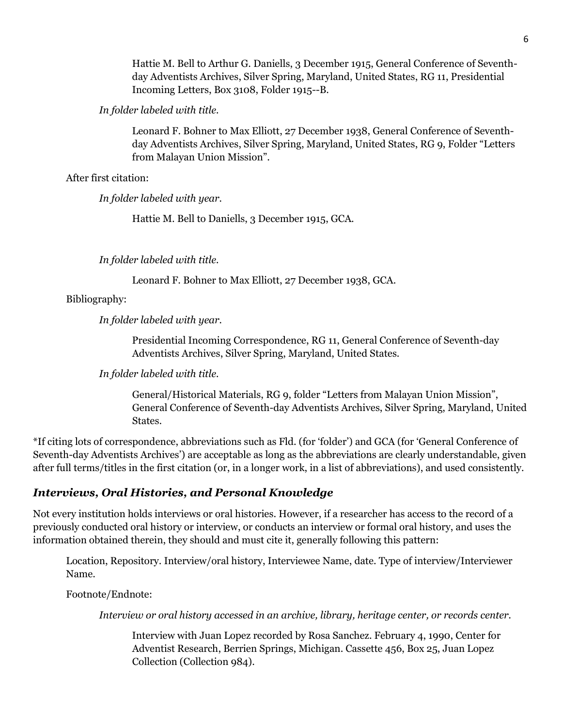Hattie M. Bell to Arthur G. Daniells, 3 December 1915, General Conference of Seventh-day Adventists Archives, Silver Spring, Maryland, United States, RG 11, Presidential Incoming Letters, Box 3108, Folder 1915--B.

*In folder labeled with title.*

Leonard F. Bohner to Max Elliott, 27 December 1938, General Conference of Seventh-day Adventists Archives, Silver Spring, Maryland, United States, RG 9, Folder "Letters from Malayan Union Mission".

After first citation:

*In folder labeled with year.*

Hattie M. Bell to Daniells, 3 December 1915, GCA.

*In folder labeled with title.*

Leonard F. Bohner to Max Elliott, 27 December 1938, GCA.

Bibliography:

*In folder labeled with year.*

Presidential Incoming Correspondence, RG 11, General Conference of Seventh-day Adventists Archives, Silver Spring, Maryland, United States.

*In folder labeled with title.*

General/Historical Materials, RG 9, folder "Letters from Malayan Union Mission", General Conference of Seventh-day Adventists Archives, Silver Spring, Maryland, United States.

*If citing lots of correspondence, abbreviations such as Fld. (for 'folder') and GCA (for 'General Conference of Seventh-day Adventists Archives') are acceptable as long as the abbreviations are clearly understandable, given after full terms/titles in the first citation (or, in a longer work, in a list of abbreviations), and used consistently.

## *Interviews, Oral Histories, and Personal Knowledge*

Not every institution holds interviews or oral histories. However, if a researcher has access to the record of a previously conducted oral history or interview, or conducts an interview or formal oral history, and uses the information obtained therein, they should and must cite it, generally following this pattern:

Location, Repository. Interview/oral history, Interviewee Name, date. Type of interview/Interviewer Name.

Footnote/Endnote:

*Interview or oral history accessed in an archive, library, heritage center, or records center.*

Interview with Juan Lopez recorded by Rosa Sanchez. February 4, 1990, Center for Adventist Research, Berrien Springs, Michigan. Cassette 456, Box 25, Juan Lopez Collection (Collection 984).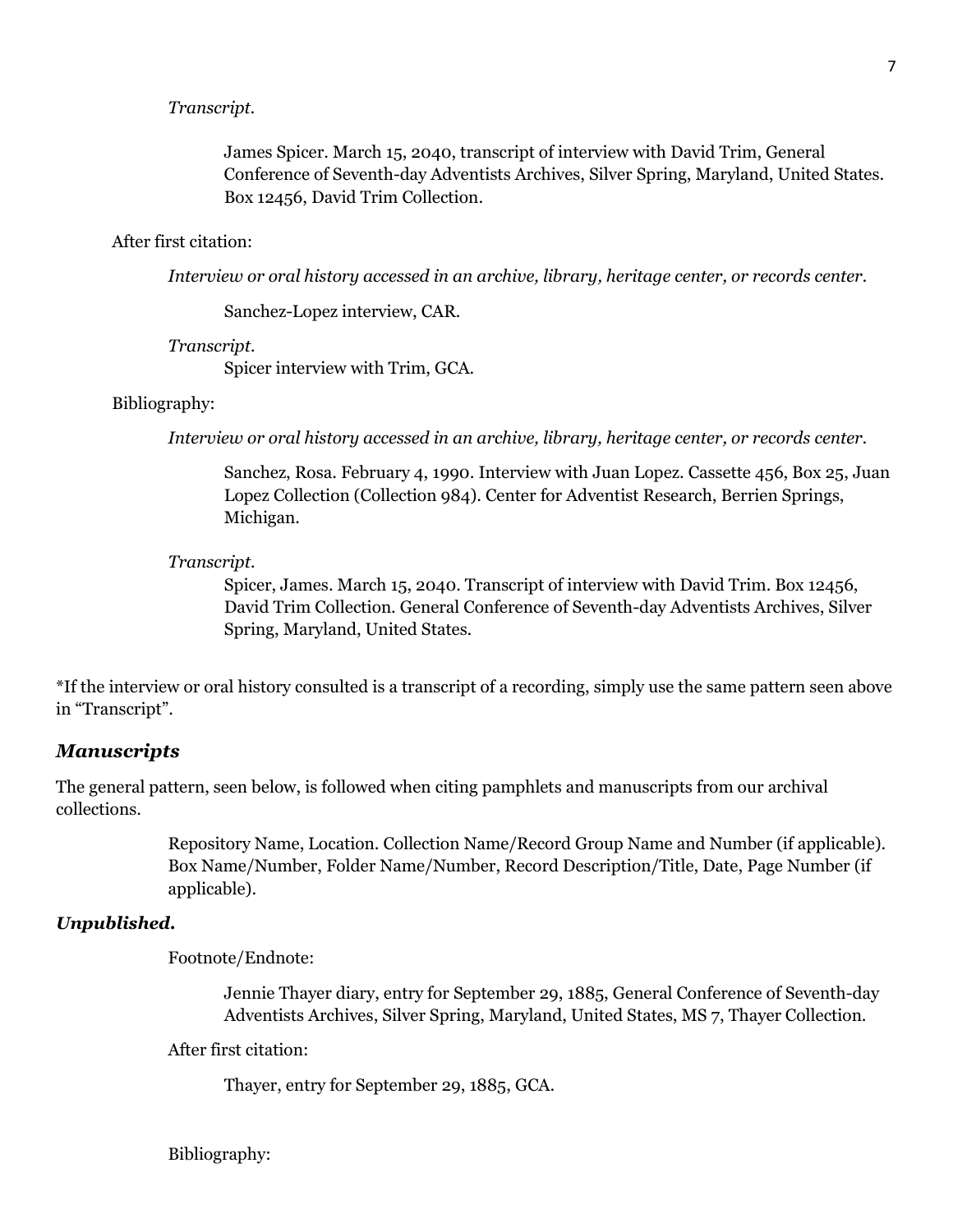*Transcript.*

James Spicer. March 15, 2040, transcript of interview with David Trim, General Conference of Seventh-day Adventists Archives, Silver Spring, Maryland, United States. Box 12456, David Trim Collection.

After first citation:

*Interview or oral history accessed in an archive, library, heritage center, or records center.*

Sanchez-Lopez interview, CAR.

*Transcript.*

Spicer interview with Trim, GCA.

Bibliography:

*Interview or oral history accessed in an archive, library, heritage center, or records center.*

Sanchez, Rosa. February 4, 1990. Interview with Juan Lopez. Cassette 456, Box 25, Juan Lopez Collection (Collection 984). Center for Adventist Research, Berrien Springs, Michigan.

*Transcript.*

Spicer, James. March 15, 2040. Transcript of interview with David Trim. Box 12456, David Trim Collection. General Conference of Seventh-day Adventists Archives, Silver Spring, Maryland, United States.

*If the interview or oral history consulted is a transcript of a recording, simply use the same pattern seen above in "Transcript".

### *Manuscripts*

The general pattern, seen below, is followed when citing pamphlets and manuscripts from our archival collections.

Repository Name, Location. Collection Name/Record Group Name and Number (if applicable). Box Name/Number, Folder Name/Number, Record Description/Title, Date, Page Number (if applicable).

#### ***Unpublished.***

Footnote/Endnote:

Jennie Thayer diary, entry for September 29, 1885, General Conference of Seventh-day Adventists Archives, Silver Spring, Maryland, United States, MS 7, Thayer Collection.

After first citation:

Thayer, entry for September 29, 1885, GCA.

Bibliography: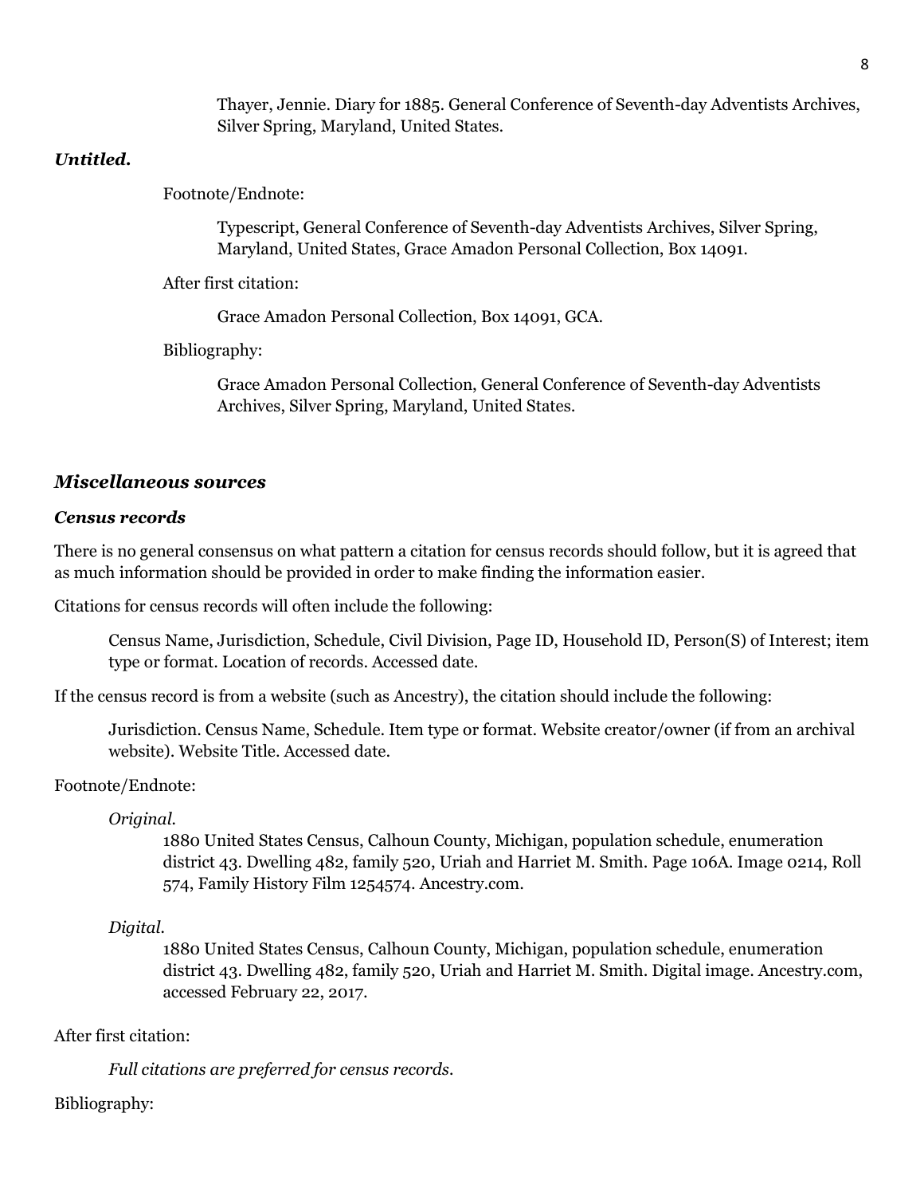Thayer, Jennie. Diary for 1885. General Conference of Seventh-day Adventists Archives, Silver Spring, Maryland, United States.

***Untitled.***

Footnote/Endnote:

Typescript, General Conference of Seventh-day Adventists Archives, Silver Spring, Maryland, United States, Grace Amadon Personal Collection, Box 14091.

After first citation:

Grace Amadon Personal Collection, Box 14091, GCA.

Bibliography:

Grace Amadon Personal Collection, General Conference of Seventh-day Adventists Archives, Silver Spring, Maryland, United States.

## *Miscellaneous sources*

### *Census records*

There is no general consensus on what pattern a citation for census records should follow, but it is agreed that as much information should be provided in order to make finding the information easier.

Citations for census records will often include the following:

Census Name, Jurisdiction, Schedule, Civil Division, Page ID, Household ID, Person(S) of Interest; item type or format. Location of records. Accessed date.

If the census record is from a website (such as Ancestry), the citation should include the following:

Jurisdiction. Census Name, Schedule. Item type or format. Website creator/owner (if from an archival website). Website Title. Accessed date.

Footnote/Endnote:

*Original.*

1880 United States Census, Calhoun County, Michigan, population schedule, enumeration district 43. Dwelling 482, family 520, Uriah and Harriet M. Smith. Page 106A. Image 0214, Roll 574, Family History Film 1254574. Ancestry.com.

*Digital.*

1880 United States Census, Calhoun County, Michigan, population schedule, enumeration district 43. Dwelling 482, family 520, Uriah and Harriet M. Smith. Digital image. Ancestry.com, accessed February 22, 2017.

After first citation:

*Full citations are preferred for census records.*

Bibliography: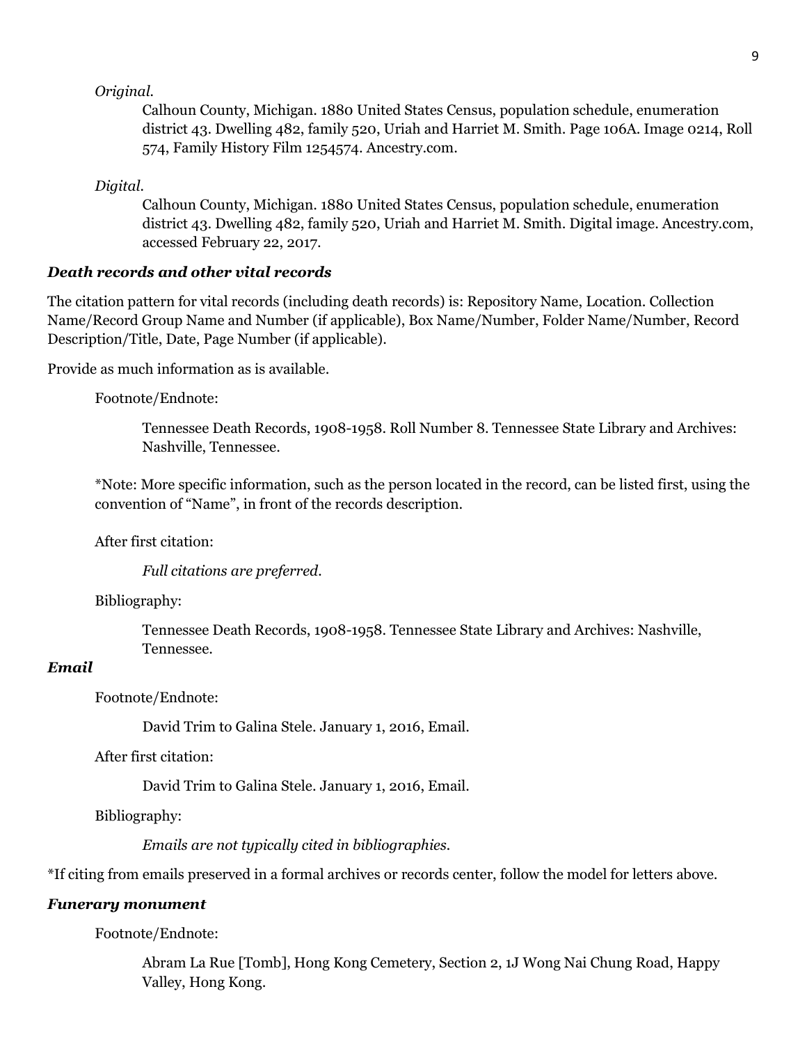*Original.*

Calhoun County, Michigan. 1880 United States Census, population schedule, enumeration district 43. Dwelling 482, family 520, Uriah and Harriet M. Smith. Page 106A. Image 0214, Roll 574, Family History Film 1254574. Ancestry.com.

*Digital.*

Calhoun County, Michigan. 1880 United States Census, population schedule, enumeration district 43. Dwelling 482, family 520, Uriah and Harriet M. Smith. Digital image. Ancestry.com, accessed February 22, 2017.

### *Death records and other vital records*

The citation pattern for vital records (including death records) is: Repository Name, Location. Collection Name/Record Group Name and Number (if applicable), Box Name/Number, Folder Name/Number, Record Description/Title, Date, Page Number (if applicable).

Provide as much information as is available.

Footnote/Endnote:

Tennessee Death Records, 1908-1958. Roll Number 8. Tennessee State Library and Archives: Nashville, Tennessee.

*Note: More specific information, such as the person located in the record, can be listed first, using the convention of "Name", in front of the records description.

After first citation:

*Full citations are preferred.*

Bibliography:

Tennessee Death Records, 1908-1958. Tennessee State Library and Archives: Nashville, Tennessee.

### *Email*

Footnote/Endnote:

David Trim to Galina Stele. January 1, 2016, Email.

After first citation:

David Trim to Galina Stele. January 1, 2016, Email.

Bibliography:

*Emails are not typically cited in bibliographies.*

*If citing from emails preserved in a formal archives or records center, follow the model for letters above.

### *Funerary monument*

Footnote/Endnote:

Abram La Rue [Tomb], Hong Kong Cemetery, Section 2, 1J Wong Nai Chung Road, Happy Valley, Hong Kong.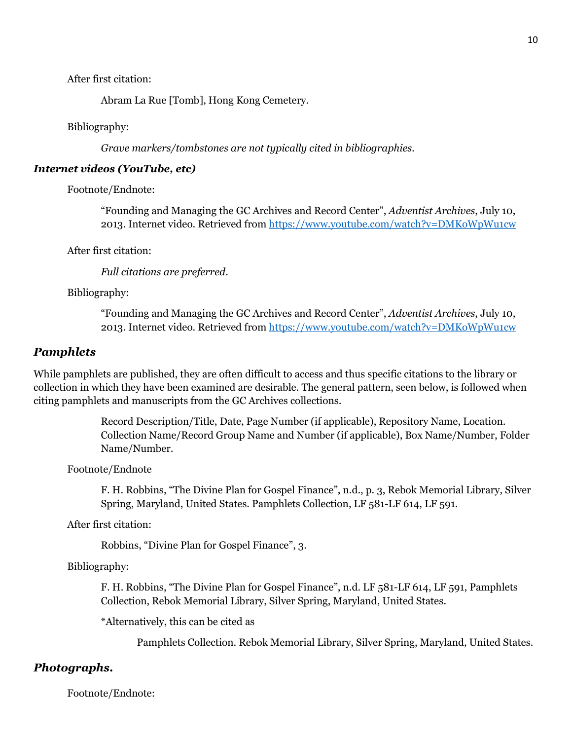After first citation:

> Abram La Rue [Tomb], Hong Kong Cemetery.

Bibliography:

> *Grave markers/tombstones are not typically cited in bibliographies.*

### *Internet videos (YouTube, etc)*

Footnote/Endnote:

> "Founding and Managing the GC Archives and Record Center", *Adventist Archives*, July 10, 2013. Internet video. Retrieved from https://www.youtube.com/watch?v=DMKoWpWu1cw

After first citation:

> *Full citations are preferred.*

Bibliography:

> "Founding and Managing the GC Archives and Record Center", *Adventist Archives*, July 10, 2013. Internet video. Retrieved from https://www.youtube.com/watch?v=DMKoWpWu1cw

## *Pamphlets*

While pamphlets are published, they are often difficult to access and thus specific citations to the library or collection in which they have been examined are desirable. The general pattern, seen below, is followed when citing pamphlets and manuscripts from the GC Archives collections.

> Record Description/Title, Date, Page Number (if applicable), Repository Name, Location. Collection Name/Record Group Name and Number (if applicable), Box Name/Number, Folder Name/Number.

Footnote/Endnote

> F. H. Robbins, "The Divine Plan for Gospel Finance", n.d., p. 3, Rebok Memorial Library, Silver Spring, Maryland, United States. Pamphlets Collection, LF 581-LF 614, LF 591.

After first citation:

> Robbins, "Divine Plan for Gospel Finance", 3.

Bibliography:

> F. H. Robbins, "The Divine Plan for Gospel Finance", n.d. LF 581-LF 614, LF 591, Pamphlets Collection, Rebok Memorial Library, Silver Spring, Maryland, United States.
>
> *Alternatively, this can be cited as
>
> > Pamphlets Collection. Rebok Memorial Library, Silver Spring, Maryland, United States.

## *Photographs.*

Footnote/Endnote: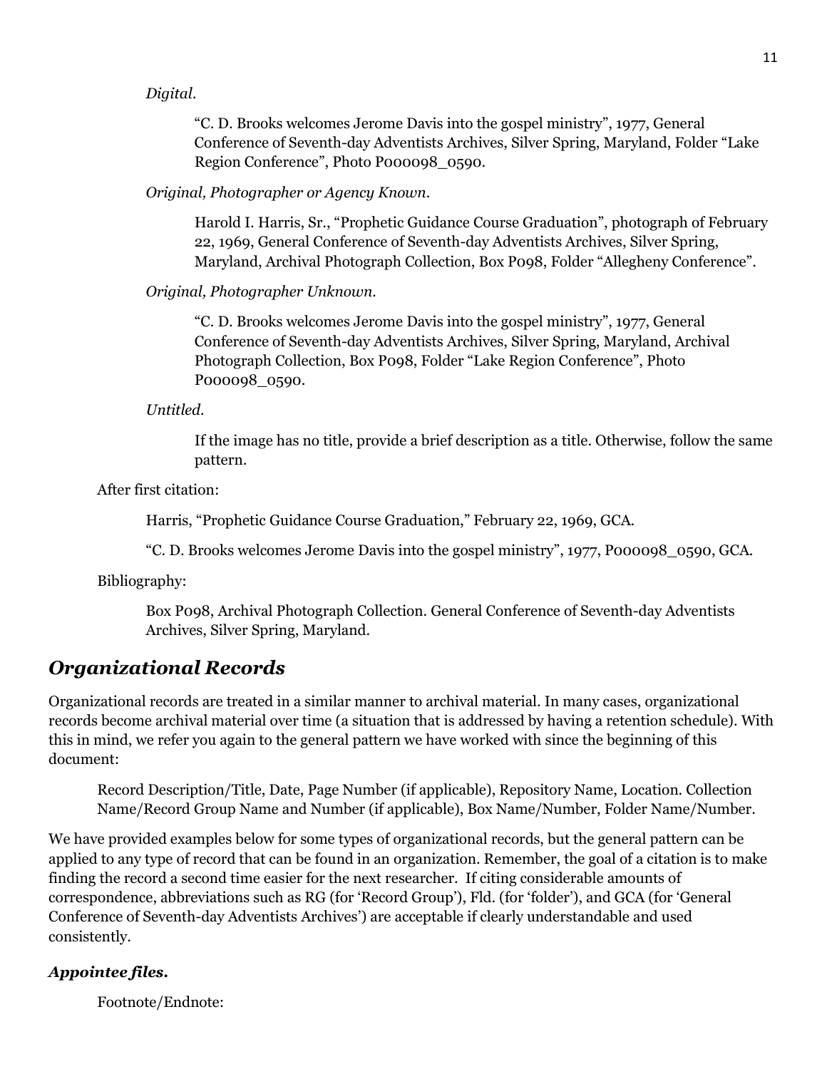*Digital.*

> "C. D. Brooks welcomes Jerome Davis into the gospel ministry", 1977, General Conference of Seventh-day Adventists Archives, Silver Spring, Maryland, Folder "Lake Region Conference", Photo P000098_0590.

*Original, Photographer or Agency Known.*

> Harold I. Harris, Sr., "Prophetic Guidance Course Graduation", photograph of February 22, 1969, General Conference of Seventh-day Adventists Archives, Silver Spring, Maryland, Archival Photograph Collection, Box P098, Folder "Allegheny Conference".

*Original, Photographer Unknown.*

> "C. D. Brooks welcomes Jerome Davis into the gospel ministry", 1977, General Conference of Seventh-day Adventists Archives, Silver Spring, Maryland, Archival Photograph Collection, Box P098, Folder "Lake Region Conference", Photo P000098_0590.

*Untitled.*

> If the image has no title, provide a brief description as a title. Otherwise, follow the same pattern.

After first citation:

> Harris, "Prophetic Guidance Course Graduation," February 22, 1969, GCA.
>
> "C. D. Brooks welcomes Jerome Davis into the gospel ministry", 1977, P000098_0590, GCA.

Bibliography:

> Box P098, Archival Photograph Collection. General Conference of Seventh-day Adventists Archives, Silver Spring, Maryland.

## *Organizational Records*

Organizational records are treated in a similar manner to archival material. In many cases, organizational records become archival material over time (a situation that is addressed by having a retention schedule). With this in mind, we refer you again to the general pattern we have worked with since the beginning of this document:

> Record Description/Title, Date, Page Number (if applicable), Repository Name, Location. Collection Name/Record Group Name and Number (if applicable), Box Name/Number, Folder Name/Number.

We have provided examples below for some types of organizational records, but the general pattern can be applied to any type of record that can be found in an organization. Remember, the goal of a citation is to make finding the record a second time easier for the next researcher. If citing considerable amounts of correspondence, abbreviations such as RG (for 'Record Group'), Fld. (for 'folder'), and GCA (for 'General Conference of Seventh-day Adventists Archives') are acceptable if clearly understandable and used consistently.

### ***Appointee files.***

Footnote/Endnote: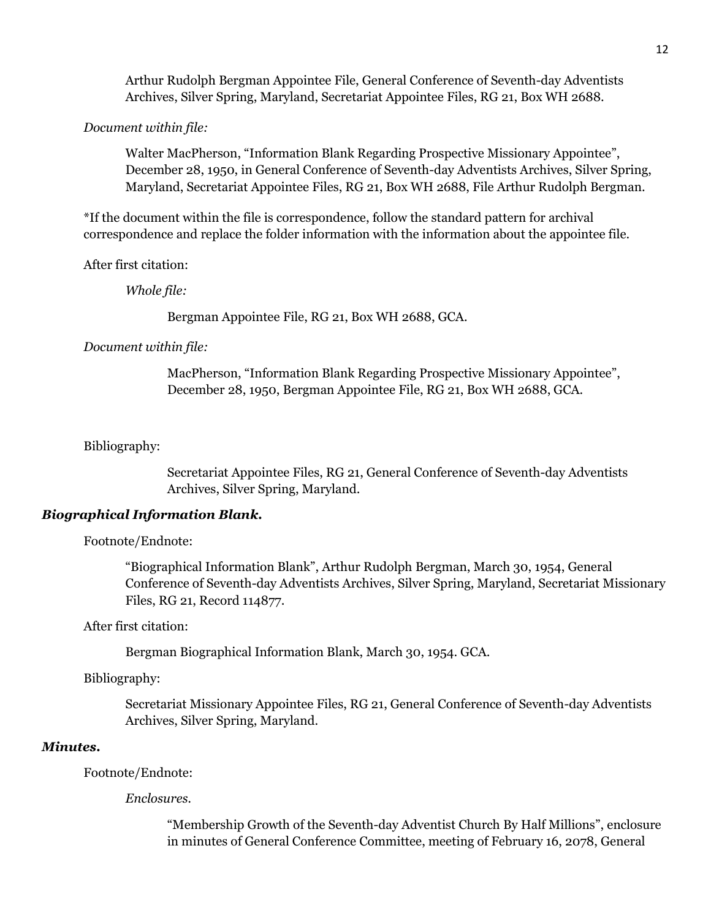Arthur Rudolph Bergman Appointee File, General Conference of Seventh-day Adventists Archives, Silver Spring, Maryland, Secretariat Appointee Files, RG 21, Box WH 2688.

*Document within file:*

Walter MacPherson, "Information Blank Regarding Prospective Missionary Appointee", December 28, 1950, in General Conference of Seventh-day Adventists Archives, Silver Spring, Maryland, Secretariat Appointee Files, RG 21, Box WH 2688, File Arthur Rudolph Bergman.

*If the document within the file is correspondence, follow the standard pattern for archival correspondence and replace the folder information with the information about the appointee file.

After first citation:

*Whole file:*

Bergman Appointee File, RG 21, Box WH 2688, GCA.

*Document within file:*

MacPherson, "Information Blank Regarding Prospective Missionary Appointee", December 28, 1950, Bergman Appointee File, RG 21, Box WH 2688, GCA.

Bibliography:

Secretariat Appointee Files, RG 21, General Conference of Seventh-day Adventists Archives, Silver Spring, Maryland.

***Biographical Information Blank.***

Footnote/Endnote:

"Biographical Information Blank", Arthur Rudolph Bergman, March 30, 1954, General Conference of Seventh-day Adventists Archives, Silver Spring, Maryland, Secretariat Missionary Files, RG 21, Record 114877.

After first citation:

Bergman Biographical Information Blank, March 30, 1954. GCA.

Bibliography:

Secretariat Missionary Appointee Files, RG 21, General Conference of Seventh-day Adventists Archives, Silver Spring, Maryland.

***Minutes.***

Footnote/Endnote:

*Enclosures.*

"Membership Growth of the Seventh-day Adventist Church By Half Millions", enclosure in minutes of General Conference Committee, meeting of February 16, 2078, General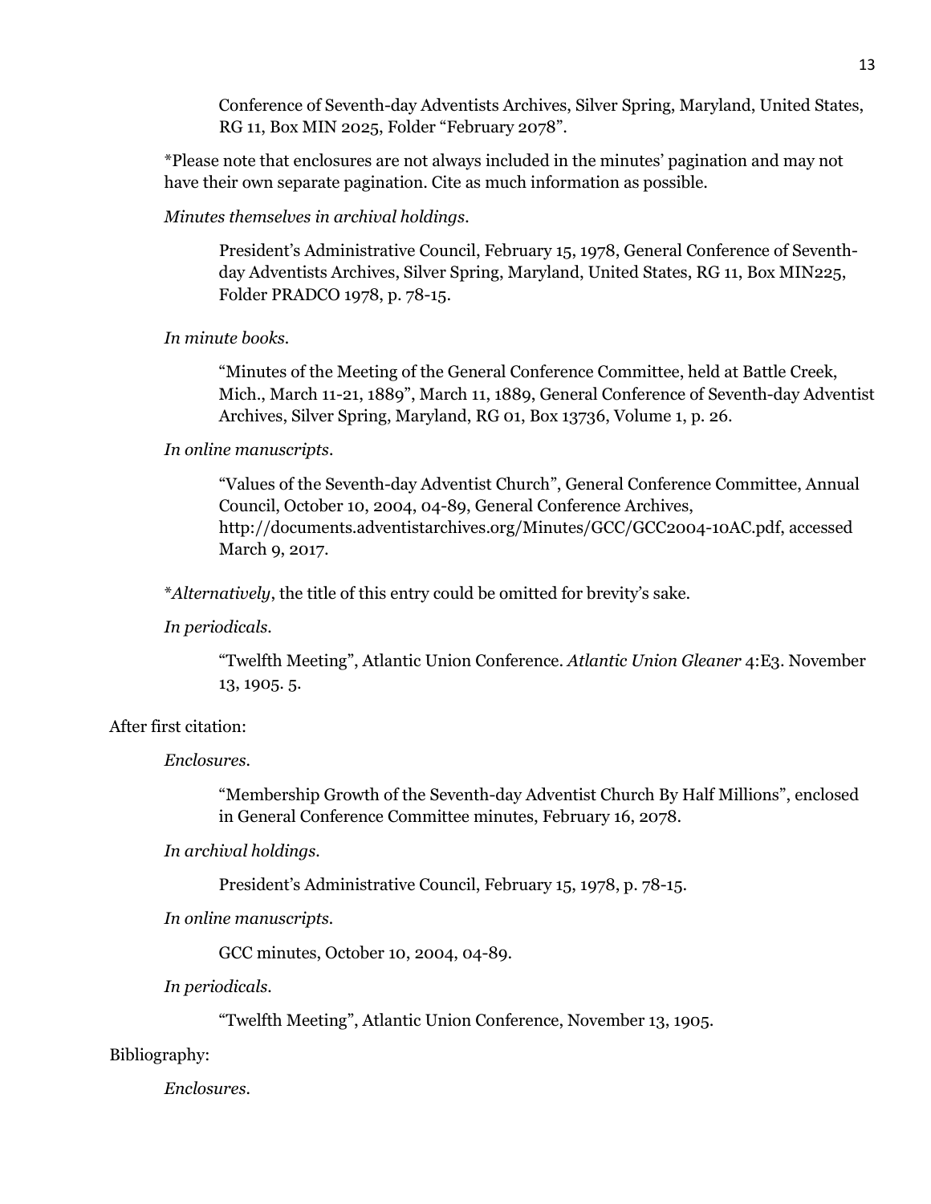Conference of Seventh-day Adventists Archives, Silver Spring, Maryland, United States, RG 11, Box MIN 2025, Folder "February 2078".

*Please note that enclosures are not always included in the minutes' pagination and may not have their own separate pagination. Cite as much information as possible.

*Minutes themselves in archival holdings.*

> President's Administrative Council, February 15, 1978, General Conference of Seventh-day Adventists Archives, Silver Spring, Maryland, United States, RG 11, Box MIN225, Folder PRADCO 1978, p. 78-15.

*In minute books.*

> "Minutes of the Meeting of the General Conference Committee, held at Battle Creek, Mich., March 11-21, 1889", March 11, 1889, General Conference of Seventh-day Adventist Archives, Silver Spring, Maryland, RG 01, Box 13736, Volume 1, p. 26.

*In online manuscripts.*

> "Values of the Seventh-day Adventist Church", General Conference Committee, Annual Council, October 10, 2004, 04-89, General Conference Archives, http://documents.adventistarchives.org/Minutes/GCC/GCC2004-10AC.pdf, accessed March 9, 2017.

**Alternatively*, the title of this entry could be omitted for brevity's sake.

*In periodicals.*

> "Twelfth Meeting", Atlantic Union Conference. *Atlantic Union Gleaner* 4:E3. November 13, 1905. 5.

After first citation:

*Enclosures.*

> "Membership Growth of the Seventh-day Adventist Church By Half Millions", enclosed in General Conference Committee minutes, February 16, 2078.

*In archival holdings.*

> President's Administrative Council, February 15, 1978, p. 78-15.

*In online manuscripts.*

> GCC minutes, October 10, 2004, 04-89.

*In periodicals.*

> "Twelfth Meeting", Atlantic Union Conference, November 13, 1905.

Bibliography:

*Enclosures.*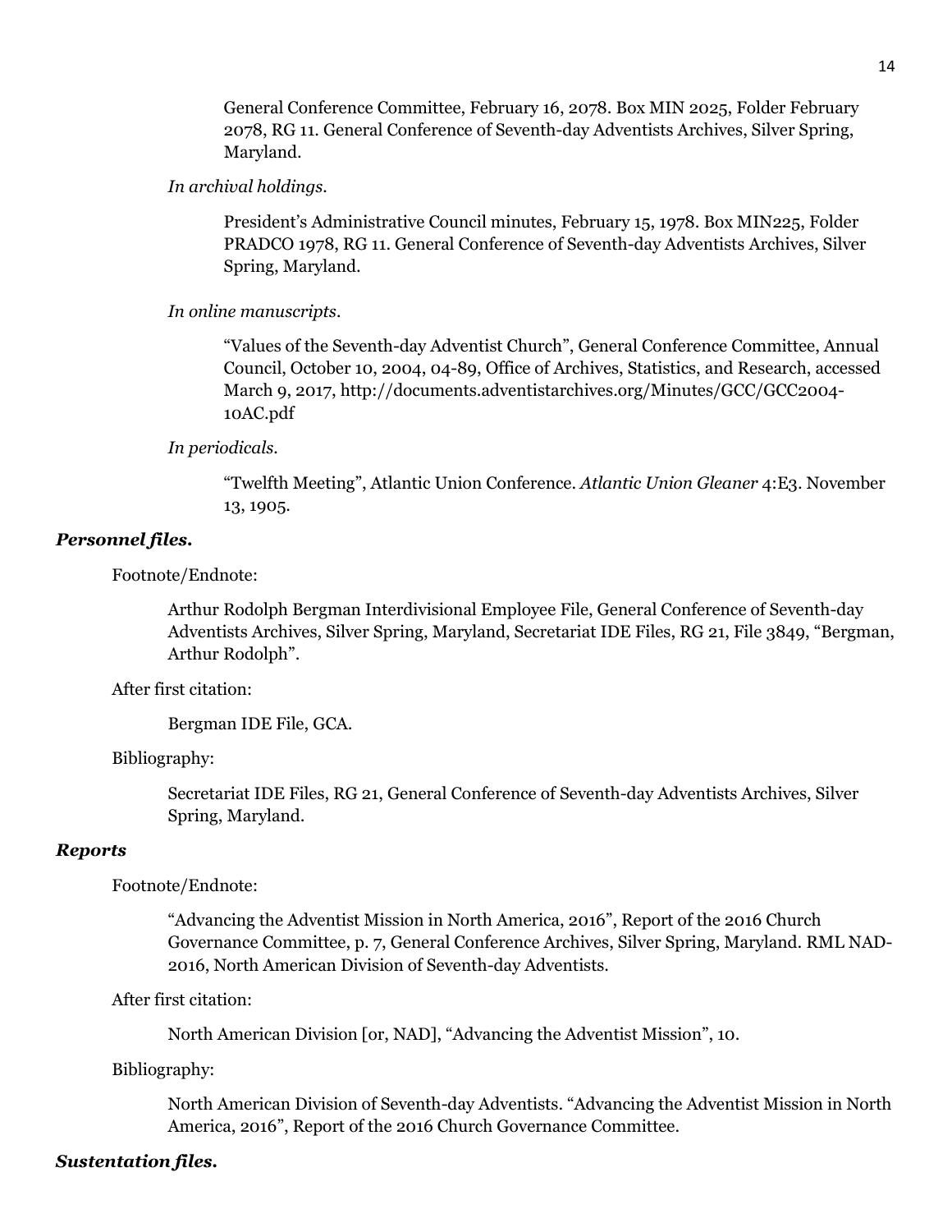General Conference Committee, February 16, 2078. Box MIN 2025, Folder February 2078, RG 11. General Conference of Seventh-day Adventists Archives, Silver Spring, Maryland.

*In archival holdings.*

President's Administrative Council minutes, February 15, 1978. Box MIN225, Folder PRADCO 1978, RG 11. General Conference of Seventh-day Adventists Archives, Silver Spring, Maryland.

*In online manuscripts.*

"Values of the Seventh-day Adventist Church", General Conference Committee, Annual Council, October 10, 2004, 04-89, Office of Archives, Statistics, and Research, accessed March 9, 2017, http://documents.adventistarchives.org/Minutes/GCC/GCC2004-10AC.pdf

*In periodicals.*

"Twelfth Meeting", Atlantic Union Conference. *Atlantic Union Gleaner* 4:E3. November 13, 1905.

***Personnel files.***

Footnote/Endnote:

Arthur Rodolph Bergman Interdivisional Employee File, General Conference of Seventh-day Adventists Archives, Silver Spring, Maryland, Secretariat IDE Files, RG 21, File 3849, "Bergman, Arthur Rodolph".

After first citation:

Bergman IDE File, GCA.

Bibliography:

Secretariat IDE Files, RG 21, General Conference of Seventh-day Adventists Archives, Silver Spring, Maryland.

***Reports***

Footnote/Endnote:

"Advancing the Adventist Mission in North America, 2016", Report of the 2016 Church Governance Committee, p. 7, General Conference Archives, Silver Spring, Maryland. RML NAD-2016, North American Division of Seventh-day Adventists.

After first citation:

North American Division [or, NAD], "Advancing the Adventist Mission", 10.

Bibliography:

North American Division of Seventh-day Adventists. "Advancing the Adventist Mission in North America, 2016", Report of the 2016 Church Governance Committee.

***Sustentation files.***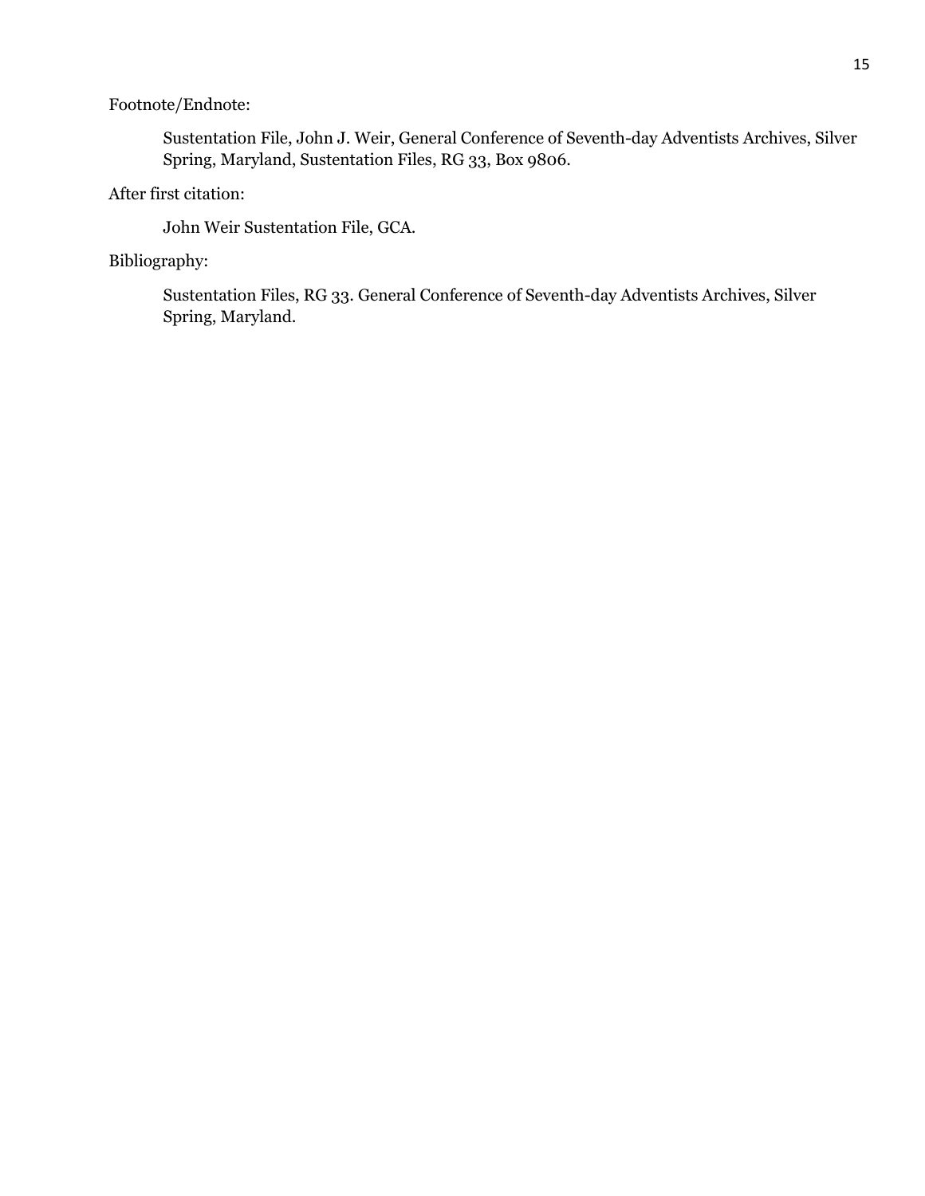Footnote/Endnote:

> Sustentation File, John J. Weir, General Conference of Seventh-day Adventists Archives, Silver Spring, Maryland, Sustentation Files, RG 33, Box 9806.

After first citation:

> John Weir Sustentation File, GCA.

Bibliography:

> Sustentation Files, RG 33. General Conference of Seventh-day Adventists Archives, Silver Spring, Maryland.